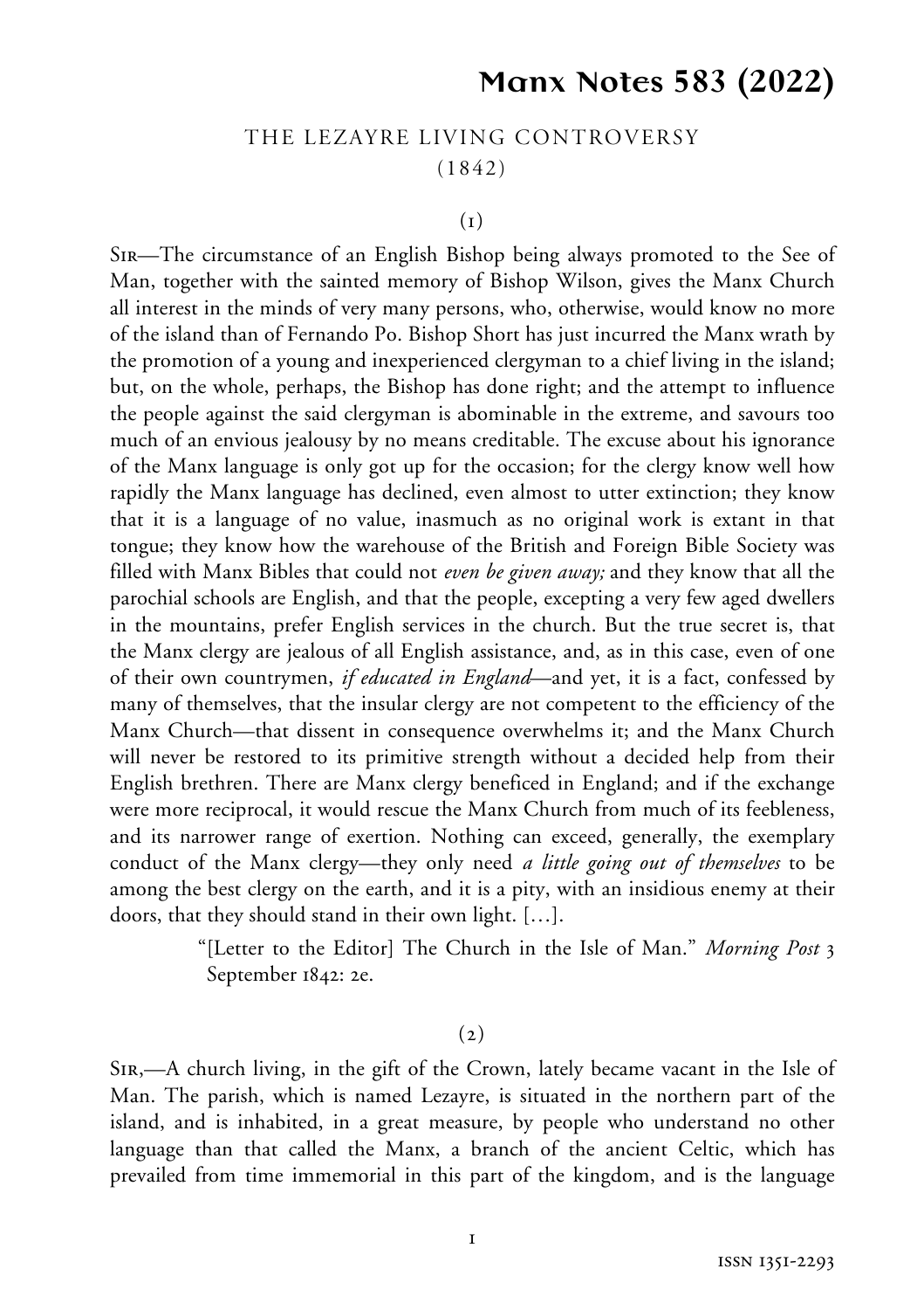# Manx Notes 583 (2022)

## THE LEZAYRE LIVING CONTROVERSY (1842)

(1)

Sir—The circumstance of an English Bishop being always promoted to the See of Man, together with the sainted memory of Bishop Wilson, gives the Manx Church all interest in the minds of very many persons, who, otherwise, would know no more of the island than of Fernando Po. Bishop Short has just incurred the Manx wrath by the promotion of a young and inexperienced clergyman to a chief living in the island; but, on the whole, perhaps, the Bishop has done right; and the attempt to influence the people against the said clergyman is abominable in the extreme, and savours too much of an envious jealousy by no means creditable. The excuse about his ignorance of the Manx language is only got up for the occasion; for the clergy know well how rapidly the Manx language has declined, even almost to utter extinction; they know that it is a language of no value, inasmuch as no original work is extant in that tongue; they know how the warehouse of the British and Foreign Bible Society was filled with Manx Bibles that could not *even be given away;* and they know that all the parochial schools are English, and that the people, excepting a very few aged dwellers in the mountains, prefer English services in the church. But the true secret is, that the Manx clergy are jealous of all English assistance, and, as in this case, even of one of their own countrymen, *if educated in England*—and yet, it is a fact, confessed by many of themselves, that the insular clergy are not competent to the efficiency of the Manx Church—that dissent in consequence overwhelms it; and the Manx Church will never be restored to its primitive strength without a decided help from their English brethren. There are Manx clergy beneficed in England; and if the exchange were more reciprocal, it would rescue the Manx Church from much of its feebleness, and its narrower range of exertion. Nothing can exceed, generally, the exemplary conduct of the Manx clergy—they only need *a little going out of themselves* to be among the best clergy on the earth, and it is a pity, with an insidious enemy at their doors, that they should stand in their own light. […].

> "[Letter to the Editor] The Church in the Isle of Man." *Morning Post* 3 September 1842: 2e.

(2)

Sir,—A church living, in the gift of the Crown, lately became vacant in the Isle of Man. The parish, which is named Lezayre, is situated in the northern part of the island, and is inhabited, in a great measure, by people who understand no other language than that called the Manx, a branch of the ancient Celtic, which has prevailed from time immemorial in this part of the kingdom, and is the language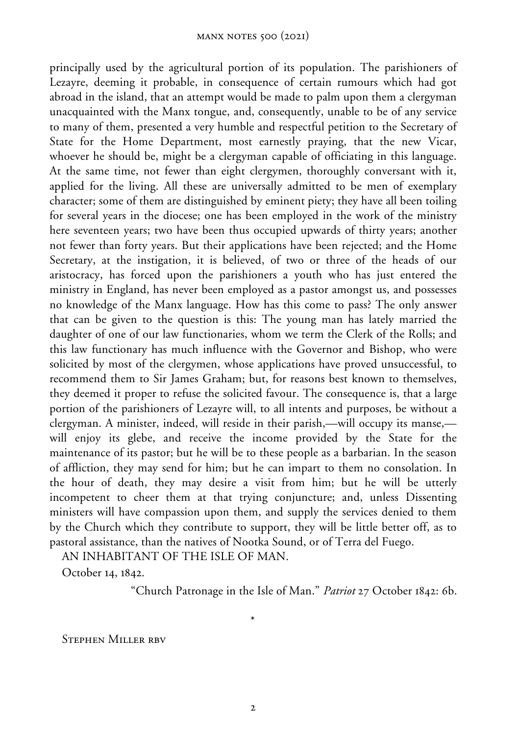principally used by the agricultural portion of its population. The parishioners of Lezayre, deeming it probable, in consequence of certain rumours which had got abroad in the island, that an attempt would be made to palm upon them a clergyman unacquainted with the Manx tongue, and, consequently, unable to be of any service to many of them, presented a very humble and respectful petition to the Secretary of State for the Home Department, most earnestly praying, that the new Vicar, whoever he should be, might be a clergyman capable of officiating in this language. At the same time, not fewer than eight clergymen, thoroughly conversant with it, applied for the living. All these are universally admitted to be men of exemplary character; some of them are distinguished by eminent piety; they have all been toiling for several years in the diocese; one has been employed in the work of the ministry here seventeen years; two have been thus occupied upwards of thirty years; another not fewer than forty years. But their applications have been rejected; and the Home Secretary, at the instigation, it is believed, of two or three of the heads of our aristocracy, has forced upon the parishioners a youth who has just entered the ministry in England, has never been employed as a pastor amongst us, and possesses no knowledge of the Manx language. How has this come to pass? The only answer that can be given to the question is this: The young man has lately married the daughter of one of our law functionaries, whom we term the Clerk of the Rolls; and this law functionary has much influence with the Governor and Bishop, who were solicited by most of the clergymen, whose applications have proved unsuccessful, to recommend them to Sir James Graham; but, for reasons best known to themselves, they deemed it proper to refuse the solicited favour. The consequence is, that a large portion of the parishioners of Lezayre will, to all intents and purposes, be without a clergyman. A minister, indeed, will reside in their parish,—will occupy its manse,—will enjoy its glebe, and receive the income provided by the State for the maintenance of its pastor; but he will be to these people as a barbarian. In the season of affliction, they may send for him; but he can impart to them no consolation. In the hour of death, they may desire a visit from him; but he will be utterly incompetent to cheer them at that trying conjuncture; and, unless Dissenting ministers will have compassion upon them, and supply the services denied to them by the Church which they contribute to support, they will be little better off, as to pastoral assistance, than the natives of Nootka Sound, or of Terra del Fuego.

AN INHABITANT OF THE ISLE OF MAN.

October 14, 1842.

"Church Patronage in the Isle of Man." *Patriot* 27 October 1842: 6b.

*

Stephen Miller RBV